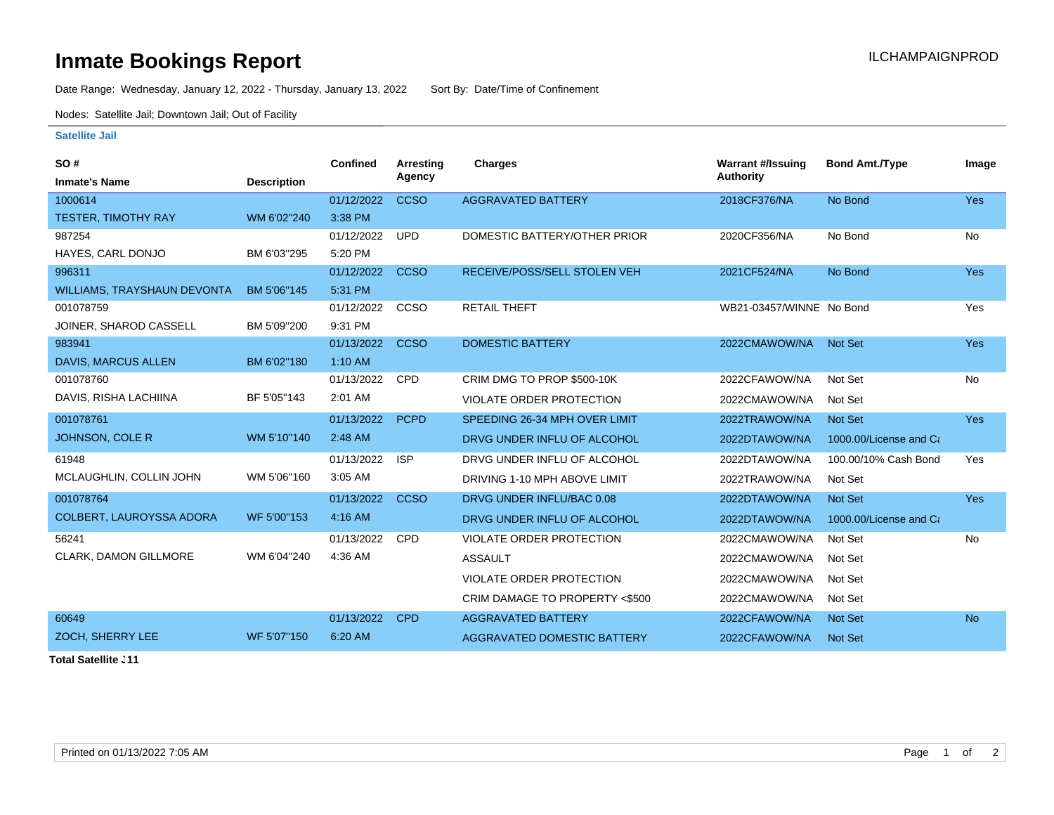# Inmate Bookings Report

ILCHAMPAIGNPROD

Date Range: Wednesday, January 12, 2022 - Thursday, January 13, 2022 Sort By: Date/Time of Confinement

Nodes: Satellite Jail; Downtown Jail; Out of Facility

## Satellite Jail

| SO # / Inmate's Name | Description | Confined | Arresting Agency | Charges | Warrant #/Issuing Authority | Bond Amt./Type | Image |
|---|---|---|---|---|---|---|---|
| 1000614 TESTER, TIMOTHY RAY | WM 6'02"240 | 01/12/2022 3:38 PM | CCSO | AGGRAVATED BATTERY | 2018CF376/NA | No Bond | Yes |
| 987254 HAYES, CARL DONJO | BM 6'03"295 | 01/12/2022 5:20 PM | UPD | DOMESTIC BATTERY/OTHER PRIOR | 2020CF356/NA | No Bond | No |
| 996311 WILLIAMS, TRAYSHAUN DEVONTA | BM 5'06"145 | 01/12/2022 5:31 PM | CCSO | RECEIVE/POSS/SELL STOLEN VEH | 2021CF524/NA | No Bond | Yes |
| 001078759 JOINER, SHAROD CASSELL | BM 5'09"200 | 01/12/2022 9:31 PM | CCSO | RETAIL THEFT | WB21-03457/WINNE | No Bond | Yes |
| 983941 DAVIS, MARCUS ALLEN | BM 6'02"180 | 01/13/2022 1:10 AM | CCSO | DOMESTIC BATTERY | 2022CMAWOW/NA | Not Set | Yes |
| 001078760 DAVIS, RISHA LACHIINA | BF 5'05"143 | 01/13/2022 2:01 AM | CPD | CRIM DMG TO PROP $500-10K | 2022CFAWOW/NA | Not Set | No |
| | | | | VIOLATE ORDER PROTECTION | 2022CMAWOW/NA | Not Set | |
| 001078761 JOHNSON, COLE R | WM 5'10"140 | 01/13/2022 2:48 AM | PCPD | SPEEDING 26-34 MPH OVER LIMIT | 2022TRAWOW/NA | Not Set | Yes |
| | | | | DRVG UNDER INFLU OF ALCOHOL | 2022DTAWOW/NA | 1000.00/License and Ca | |
| 61948 MCLAUGHLIN, COLLIN JOHN | WM 5'06"160 | 01/13/2022 3:05 AM | ISP | DRVG UNDER INFLU OF ALCOHOL | 2022DTAWOW/NA | 100.00/10% Cash Bond | Yes |
| | | | | DRIVING 1-10 MPH ABOVE LIMIT | 2022TRAWOW/NA | Not Set | |
| 001078764 COLBERT, LAUROYSSA ADORA | WF 5'00"153 | 01/13/2022 4:16 AM | CCSO | DRVG UNDER INFLU/BAC 0.08 | 2022DTAWOW/NA | Not Set | Yes |
| | | | | DRVG UNDER INFLU OF ALCOHOL | 2022DTAWOW/NA | 1000.00/License and Ca | |
| 56241 CLARK, DAMON GILLMORE | WM 6'04"240 | 01/13/2022 4:36 AM | CPD | VIOLATE ORDER PROTECTION | 2022CMAWOW/NA | Not Set | No |
| | | | | ASSAULT | 2022CMAWOW/NA | Not Set | |
| | | | | VIOLATE ORDER PROTECTION | 2022CMAWOW/NA | Not Set | |
| | | | | CRIM DAMAGE TO PROPERTY <$500 | 2022CMAWOW/NA | Not Set | |
| 60649 ZOCH, SHERRY LEE | WF 5'07"150 | 01/13/2022 6:20 AM | CPD | AGGRAVATED BATTERY | 2022CFAWOW/NA | Not Set | No |
| | | | | AGGRAVATED DOMESTIC BATTERY | 2022CFAWOW/NA | Not Set | |

**Total Satellite J 11**

Printed on 01/13/2022 7:05 AM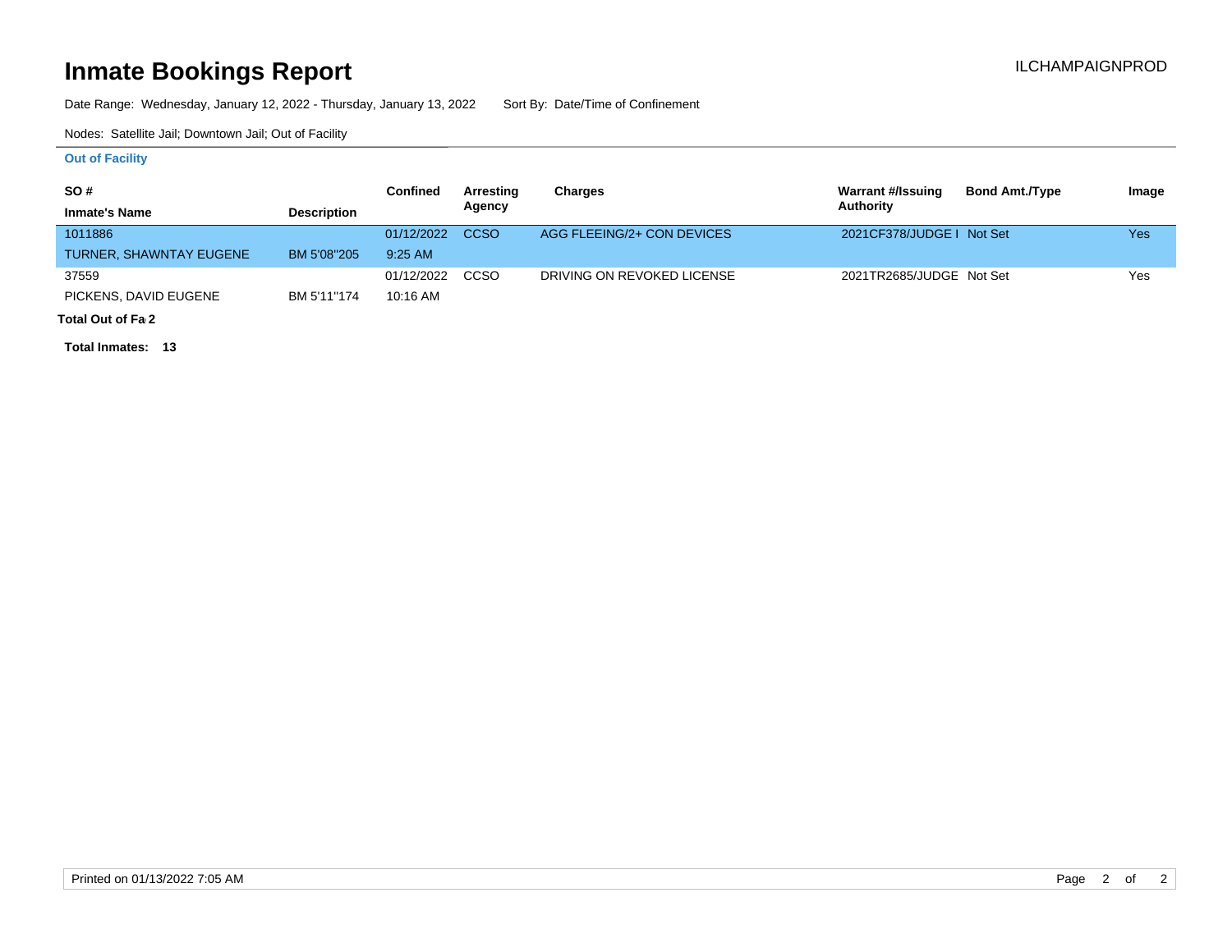# Inmate Bookings Report

ILCHAMPAIGNPROD

Date Range: Wednesday, January 12, 2022 - Thursday, January 13, 2022    Sort By: Date/Time of Confinement

Nodes: Satellite Jail; Downtown Jail; Out of Facility

### Out of Facility

| SO # / Inmate's Name | Description | Confined | Arresting Agency | Charges | Warrant #/Issuing Authority | Bond Amt./Type | Image |
|---|---|---|---|---|---|---|---|
| 1011886 TURNER, SHAWNTAY EUGENE | BM 5'08"205 | 01/12/2022 9:25 AM | CCSO | AGG FLEEING/2+ CON DEVICES | 2021CF378/JUDGE I | Not Set | Yes |
| 37559 PICKENS, DAVID EUGENE | BM 5'11"174 | 01/12/2022 10:16 AM | CCSO | DRIVING ON REVOKED LICENSE | 2021TR2685/JUDGE | Not Set | Yes |

**Total Out of Fa 2**

**Total Inmates: 13**

Printed on 01/13/2022 7:05 AM